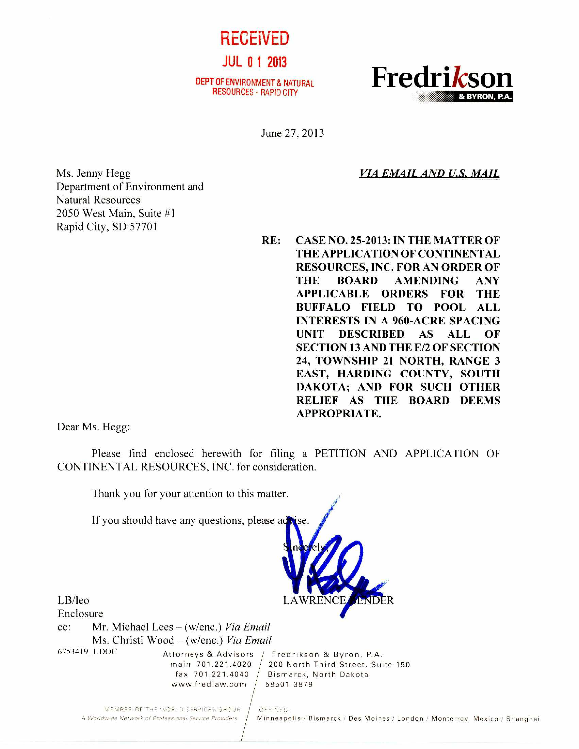RECEIVED

JUL 01 2013

DEPT OF ENVIRONMENT & NATURAL RESOURCES - RAPID CITY

**Fredrikson & BYRON, P.A.**

June 27, 2013

Ms. Jenny Hegg
Department of Environment and
Natural Resources
2050 West Main, Suite #1
Rapid City, SD 57701

***VIA EMAIL AND U.S. MAIL***

RE: **CASE NO. 25-2013: IN THE MATTER OF THE APPLICATION OF CONTINENTAL RESOURCES, INC. FOR AN ORDER OF THE BOARD AMENDING ANY APPLICABLE ORDERS FOR THE BUFFALO FIELD TO POOL ALL INTERESTS IN A 960-ACRE SPACING UNIT DESCRIBED AS ALL OF SECTION 13 AND THE E/2 OF SECTION 24, TOWNSHIP 21 NORTH, RANGE 3 EAST, HARDING COUNTY, SOUTH DAKOTA; AND FOR SUCH OTHER RELIEF AS THE BOARD DEEMS APPROPRIATE.**

Dear Ms. Hegg:

Please find enclosed herewith for filing a PETITION AND APPLICATION OF CONTINENTAL RESOURCES, INC. for consideration.

Thank you for your attention to this matter.

If you should have any questions, please advise.

Sincerely,

LAWRENCE BENDER

LB/leo
Enclosure
cc: Mr. Michael Lees – (w/enc.) *Via Email*
Ms. Christi Wood – (w/enc.) *Via Email*

6753419_1.DOC

Attorneys & Advisors
main 701.221.4020
fax 701.221.4040
www.fredlaw.com

Fredrikson & Byron, P.A.
200 North Third Street, Suite 150
Bismarck, North Dakota
58501-3879

MEMBER OF THE WORLD SERVICES GROUP
*A Worldwide Network of Professional Service Providers*

OFFICES:
Minneapolis / Bismarck / Des Moines / London / Monterrey, Mexico / Shanghai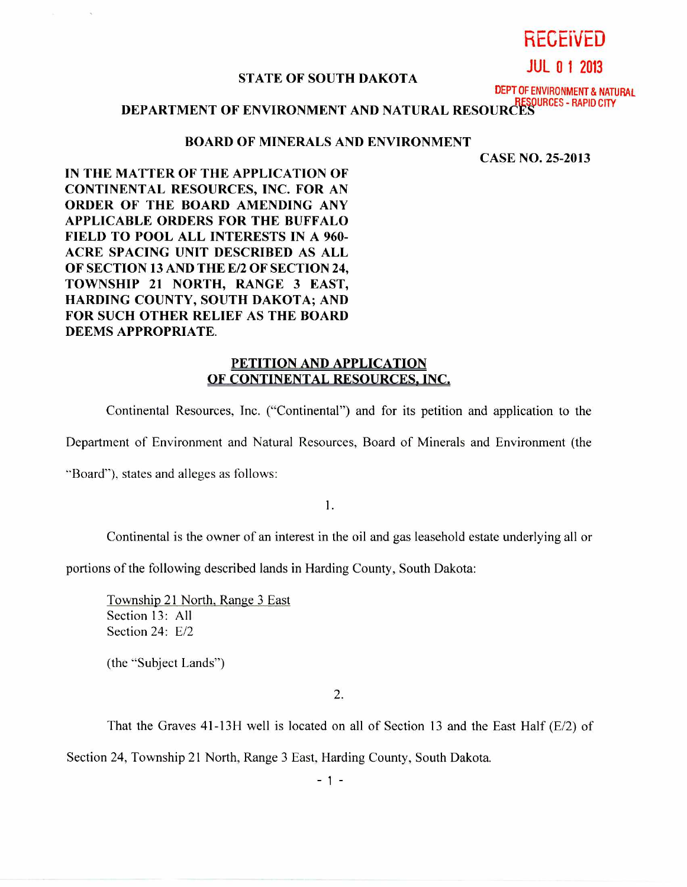RECEIVED

JUL 0 1 2013

DEPT OF ENVIRONMENT & NATURAL RESOURCES - RAPID CITY

**STATE OF SOUTH DAKOTA**

**DEPARTMENT OF ENVIRONMENT AND NATURAL RESOURCES**

**BOARD OF MINERALS AND ENVIRONMENT**

**CASE NO. 25-2013**

**IN THE MATTER OF THE APPLICATION OF CONTINENTAL RESOURCES, INC. FOR AN ORDER OF THE BOARD AMENDING ANY APPLICABLE ORDERS FOR THE BUFFALO FIELD TO POOL ALL INTERESTS IN A 960-ACRE SPACING UNIT DESCRIBED AS ALL OF SECTION 13 AND THE E/2 OF SECTION 24, TOWNSHIP 21 NORTH, RANGE 3 EAST, HARDING COUNTY, SOUTH DAKOTA; AND FOR SUCH OTHER RELIEF AS THE BOARD DEEMS APPROPRIATE.**

## PETITION AND APPLICATION OF CONTINENTAL RESOURCES, INC.

Continental Resources, Inc. ("Continental") and for its petition and application to the Department of Environment and Natural Resources, Board of Minerals and Environment (the "Board"), states and alleges as follows:

1.

Continental is the owner of an interest in the oil and gas leasehold estate underlying all or portions of the following described lands in Harding County, South Dakota:

Township 21 North, Range 3 East
Section 13: All
Section 24: E/2

(the "Subject Lands")

2.

That the Graves 41-13H well is located on all of Section 13 and the East Half (E/2) of Section 24, Township 21 North, Range 3 East, Harding County, South Dakota.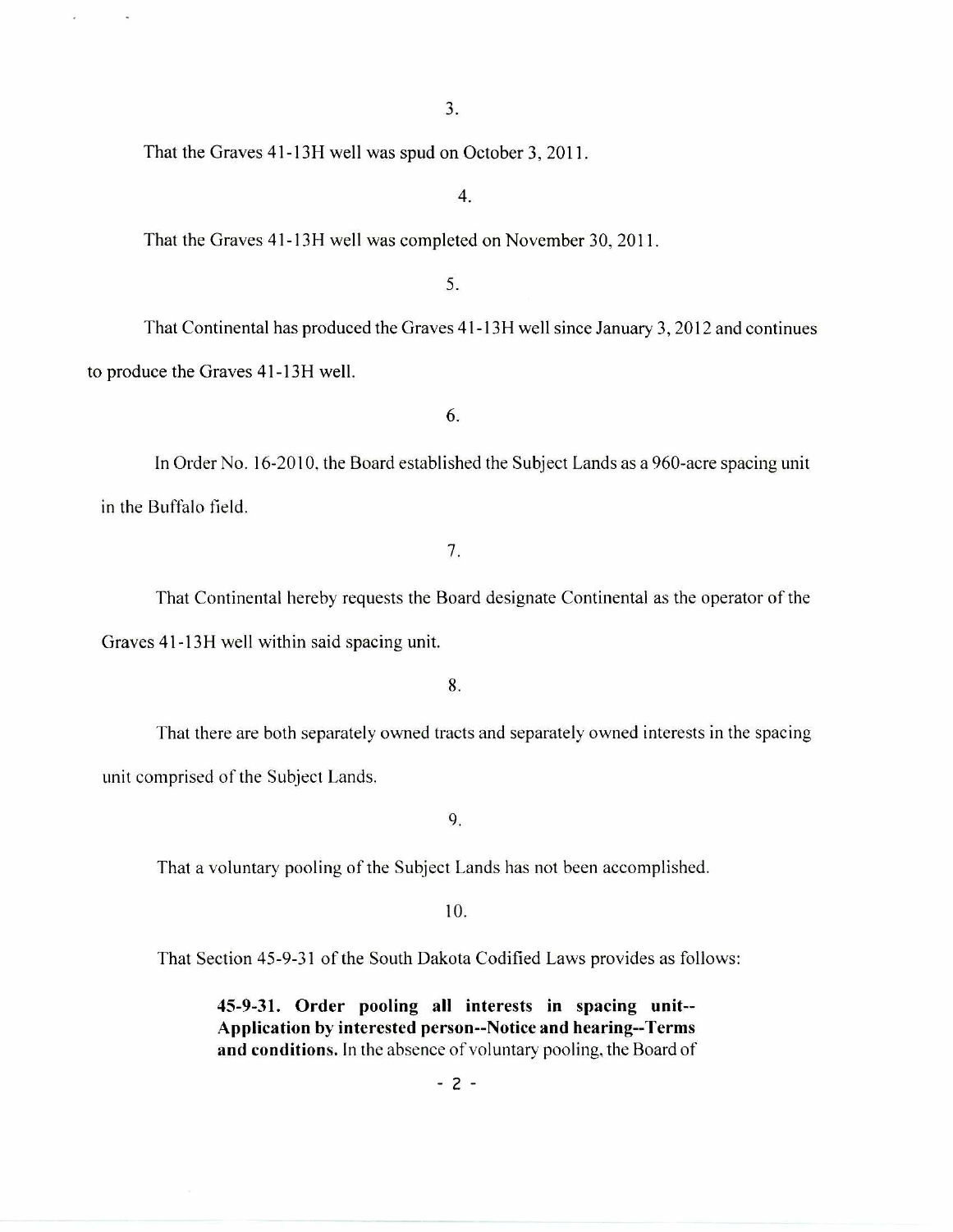3.

That the Graves 41-13H well was spud on October 3, 2011.

4.

That the Graves 41-13H well was completed on November 30, 2011.

5.

That Continental has produced the Graves 41-13H well since January 3, 2012 and continues to produce the Graves 41-13H well.

6.

In Order No. 16-2010, the Board established the Subject Lands as a 960-acre spacing unit in the Buffalo field.

7.

That Continental hereby requests the Board designate Continental as the operator of the Graves 41-13H well within said spacing unit.

8.

That there are both separately owned tracts and separately owned interests in the spacing unit comprised of the Subject Lands.

9.

That a voluntary pooling of the Subject Lands has not been accomplished.

10.

That Section 45-9-31 of the South Dakota Codified Laws provides as follows:

> **45-9-31. Order pooling all interests in spacing unit--Application by interested person--Notice and hearing--Terms and conditions.** In the absence of voluntary pooling, the Board of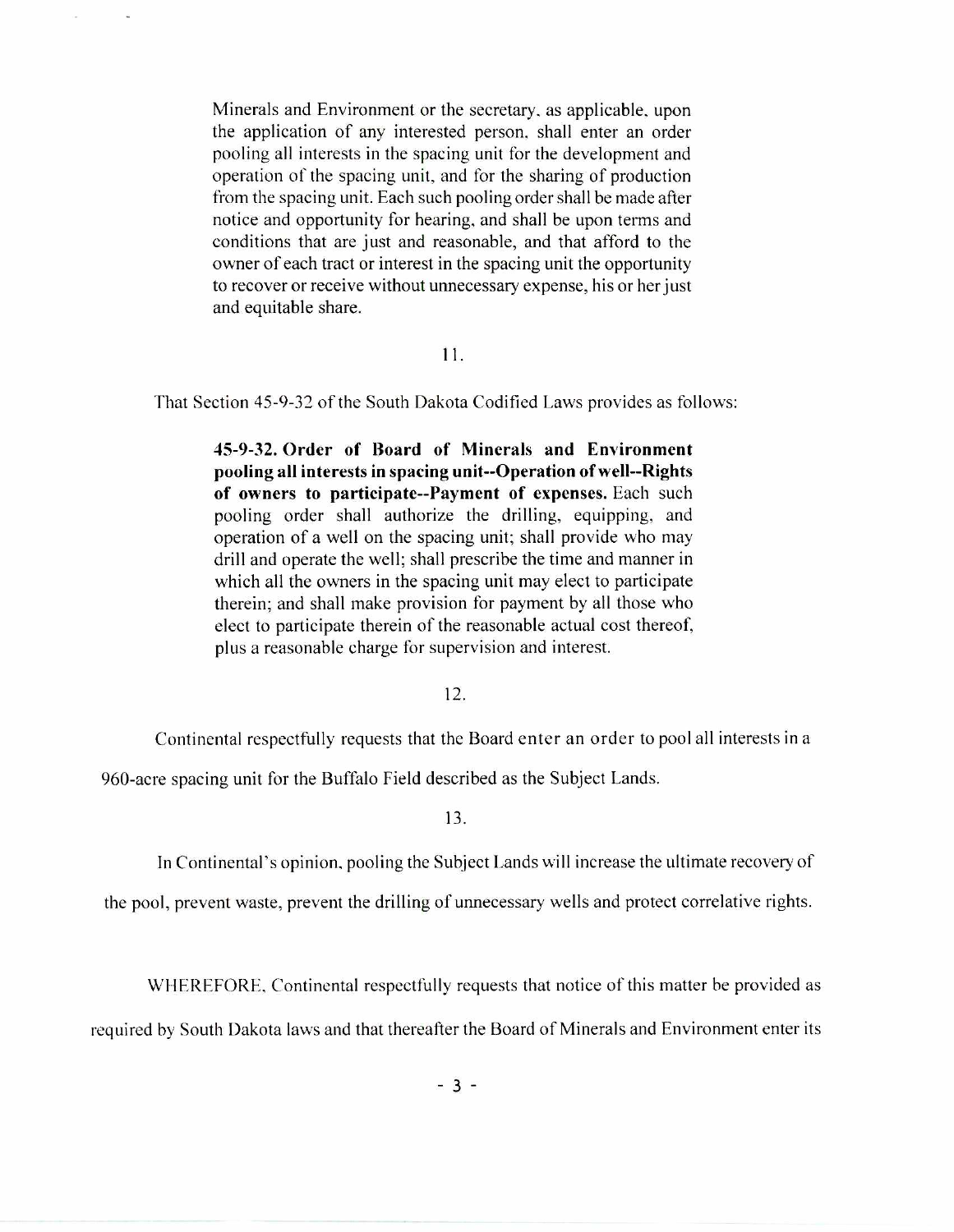> Minerals and Environment or the secretary, as applicable, upon the application of any interested person, shall enter an order pooling all interests in the spacing unit for the development and operation of the spacing unit, and for the sharing of production from the spacing unit. Each such pooling order shall be made after notice and opportunity for hearing, and shall be upon terms and conditions that are just and reasonable, and that afford to the owner of each tract or interest in the spacing unit the opportunity to recover or receive without unnecessary expense, his or her just and equitable share.

11.

That Section 45-9-32 of the South Dakota Codified Laws provides as follows:

> **45-9-32. Order of Board of Minerals and Environment pooling all interests in spacing unit--Operation of well--Rights of owners to participate--Payment of expenses.** Each such pooling order shall authorize the drilling, equipping, and operation of a well on the spacing unit; shall provide who may drill and operate the well; shall prescribe the time and manner in which all the owners in the spacing unit may elect to participate therein; and shall make provision for payment by all those who elect to participate therein of the reasonable actual cost thereof, plus a reasonable charge for supervision and interest.

12.

Continental respectfully requests that the Board enter an order to pool all interests in a 960-acre spacing unit for the Buffalo Field described as the Subject Lands.

13.

In Continental's opinion, pooling the Subject Lands will increase the ultimate recovery of the pool, prevent waste, prevent the drilling of unnecessary wells and protect correlative rights.

WHEREFORE, Continental respectfully requests that notice of this matter be provided as required by South Dakota laws and that thereafter the Board of Minerals and Environment enter its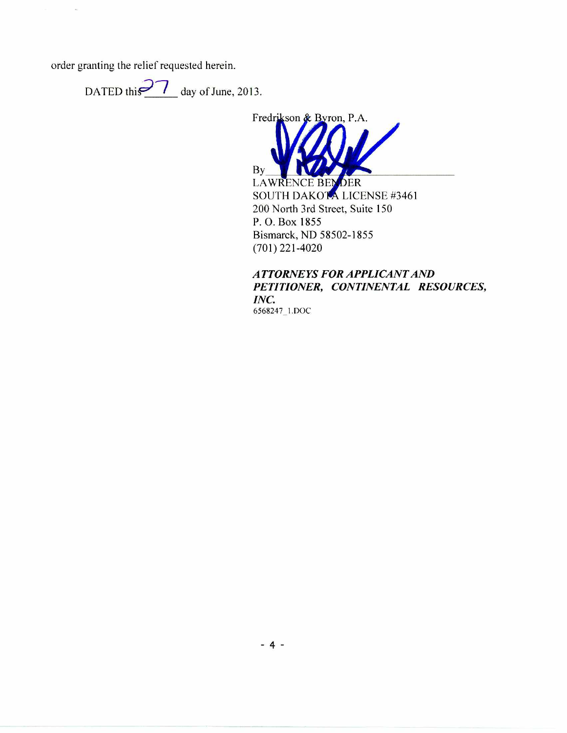order granting the relief requested herein.

DATED this 27 day of June, 2013.

Fredrikson & Byron, P.A.

By ______________________

LAWRENCE BENDER
SOUTH DAKOTA LICENSE #3461
200 North 3rd Street, Suite 150
P. O. Box 1855
Bismarck, ND 58502-1855
(701) 221-4020

***ATTORNEYS FOR APPLICANT AND PETITIONER, CONTINENTAL RESOURCES, INC.***

6568247_1.DOC